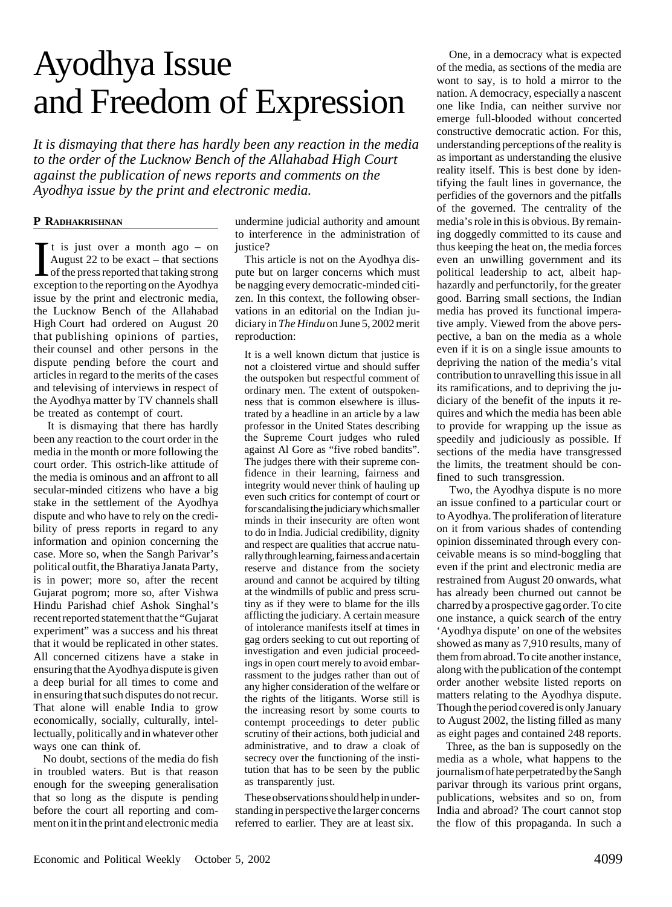# Ayodhya Issue and Freedom of Expression

*It is dismaying that there has hardly been any reaction in the media to the order of the Lucknow Bench of the Allahabad High Court against the publication of news reports and comments on the Ayodhya issue by the print and electronic media.*

**P RADHAKRISHNAN**

It is just over a month ago – on August 22 to be exact – that sections of the press reported that taking strong exception to the reporting on the Ayodhya issue by the print and electronic media, the Lucknow Bench of the Allahabad High Court had ordered on August 20 that publishing opinions of parties, their counsel and other persons in the dispute pending before the court and articles in regard to the merits of the cases and televising of interviews in respect of the Ayodhya matter by TV channels shall be treated as contempt of court.

It is dismaying that there has hardly been any reaction to the court order in the media in the month or more following the court order. This ostrich-like attitude of the media is ominous and an affront to all secular-minded citizens who have a big stake in the settlement of the Ayodhya dispute and who have to rely on the credibility of press reports in regard to any information and opinion concerning the case. More so, when the Sangh Parivar's political outfit, the Bharatiya Janata Party, is in power; more so, after the recent Gujarat pogrom; more so, after Vishwa Hindu Parishad chief Ashok Singhal's recent reported statement that the "Gujarat experiment" was a success and his threat that it would be replicated in other states. All concerned citizens have a stake in ensuring that the Ayodhya dispute is given a deep burial for all times to come and in ensuring that such disputes do not recur. That alone will enable India to grow economically, socially, culturally, intellectually, politically and in whatever other ways one can think of.

No doubt, sections of the media do fish in troubled waters. But is that reason enough for the sweeping generalisation that so long as the dispute is pending before the court all reporting and comment on it in the print and electronic media undermine judicial authority and amount to interference in the administration of justice?

This article is not on the Ayodhya dispute but on larger concerns which must be nagging every democratic-minded citizen. In this context, the following observations in an editorial on the Indian judiciary in *The Hindu* on June 5, 2002 merit reproduction:

> It is a well known dictum that justice is not a cloistered virtue and should suffer the outspoken but respectful comment of ordinary men. The extent of outspokenness that is common elsewhere is illustrated by a headline in an article by a law professor in the United States describing the Supreme Court judges who ruled against Al Gore as "five robed bandits". The judges there with their supreme confidence in their learning, fairness and integrity would never think of hauling up even such critics for contempt of court or for scandalising the judiciary which smaller minds in their insecurity are often wont to do in India. Judicial credibility, dignity and respect are qualities that accrue naturally through learning, fairness and a certain reserve and distance from the society around and cannot be acquired by tilting at the windmills of public and press scrutiny as if they were to blame for the ills afflicting the judiciary. A certain measure of intolerance manifests itself at times in gag orders seeking to cut out reporting of investigation and even judicial proceedings in open court merely to avoid embarrassment to the judges rather than out of any higher consideration of the welfare or the rights of the litigants. Worse still is the increasing resort by some courts to contempt proceedings to deter public scrutiny of their actions, both judicial and administrative, and to draw a cloak of secrecy over the functioning of the institution that has to be seen by the public as transparently just.

These observations should help in understanding in perspective the larger concerns referred to earlier. They are at least six.

One, in a democracy what is expected of the media, as sections of the media are wont to say, is to hold a mirror to the nation. A democracy, especially a nascent one like India, can neither survive nor emerge full-blooded without concerted constructive democratic action. For this, understanding perceptions of the reality is as important as understanding the elusive reality itself. This is best done by identifying the fault lines in governance, the perfidies of the governors and the pitfalls of the governed. The centrality of the media's role in this is obvious. By remaining doggedly committed to its cause and thus keeping the heat on, the media forces even an unwilling government and its political leadership to act, albeit haphazardly and perfunctorily, for the greater good. Barring small sections, the Indian media has proved its functional imperative amply. Viewed from the above perspective, a ban on the media as a whole even if it is on a single issue amounts to depriving the nation of the media's vital contribution to unravelling this issue in all its ramifications, and to depriving the judiciary of the benefit of the inputs it requires and which the media has been able to provide for wrapping up the issue as speedily and judiciously as possible. If sections of the media have transgressed the limits, the treatment should be confined to such transgression.

Two, the Ayodhya dispute is no more an issue confined to a particular court or to Ayodhya. The proliferation of literature on it from various shades of contending opinion disseminated through every conceivable means is so mind-boggling that even if the print and electronic media are restrained from August 20 onwards, what has already been churned out cannot be charred by a prospective gag order. To cite one instance, a quick search of the entry 'Ayodhya dispute' on one of the websites showed as many as 7,910 results, many of them from abroad. To cite another instance, along with the publication of the contempt order another website listed reports on matters relating to the Ayodhya dispute. Though the period covered is only January to August 2002, the listing filled as many as eight pages and contained 248 reports.

Three, as the ban is supposedly on the media as a whole, what happens to the journalism of hate perpetrated by the Sangh parivar through its various print organs, publications, websites and so on, from India and abroad? The court cannot stop the flow of this propaganda. In such a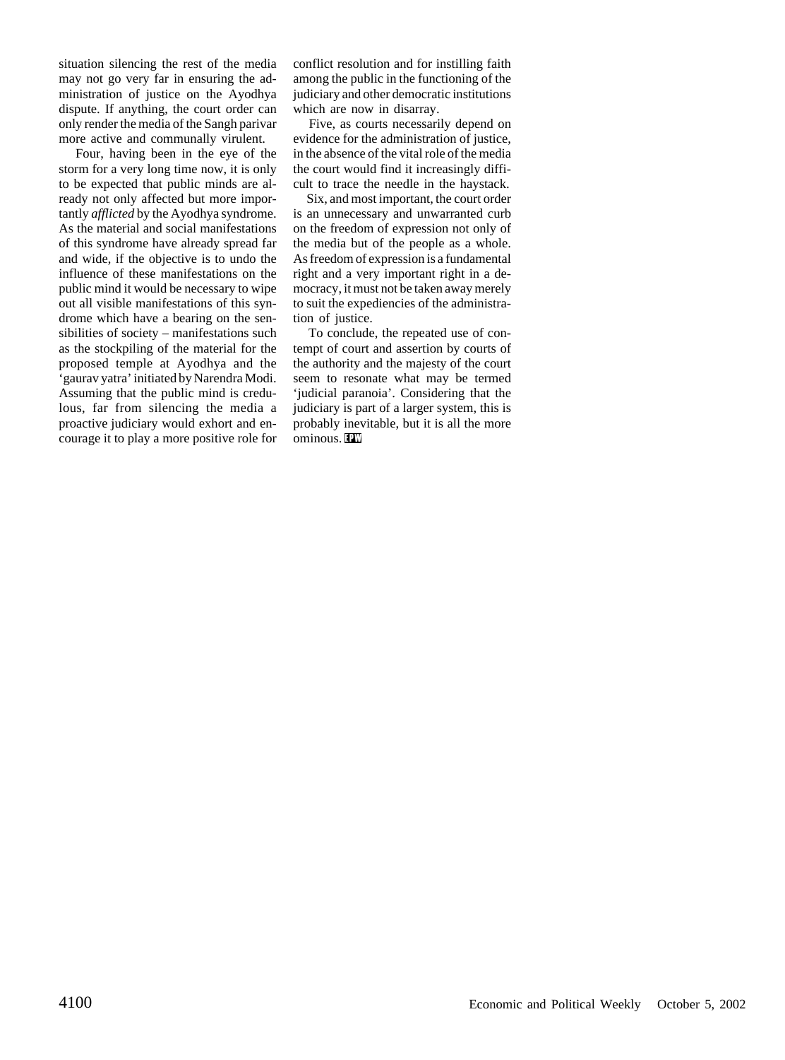situation silencing the rest of the media may not go very far in ensuring the administration of justice on the Ayodhya dispute. If anything, the court order can only render the media of the Sangh parivar more active and communally virulent.

Four, having been in the eye of the storm for a very long time now, it is only to be expected that public minds are already not only affected but more importantly *afflicted* by the Ayodhya syndrome. As the material and social manifestations of this syndrome have already spread far and wide, if the objective is to undo the influence of these manifestations on the public mind it would be necessary to wipe out all visible manifestations of this syndrome which have a bearing on the sensibilities of society – manifestations such as the stockpiling of the material for the proposed temple at Ayodhya and the 'gaurav yatra' initiated by Narendra Modi. Assuming that the public mind is credulous, far from silencing the media a proactive judiciary would exhort and encourage it to play a more positive role for conflict resolution and for instilling faith among the public in the functioning of the judiciary and other democratic institutions which are now in disarray.

Five, as courts necessarily depend on evidence for the administration of justice, in the absence of the vital role of the media the court would find it increasingly difficult to trace the needle in the haystack.

Six, and most important, the court order is an unnecessary and unwarranted curb on the freedom of expression not only of the media but of the people as a whole. As freedom of expression is a fundamental right and a very important right in a democracy, it must not be taken away merely to suit the expediencies of the administration of justice.

To conclude, the repeated use of contempt of court and assertion by courts of the authority and the majesty of the court seem to resonate what may be termed 'judicial paranoia'. Considering that the judiciary is part of a larger system, this is probably inevitable, but it is all the more ominous. EPW